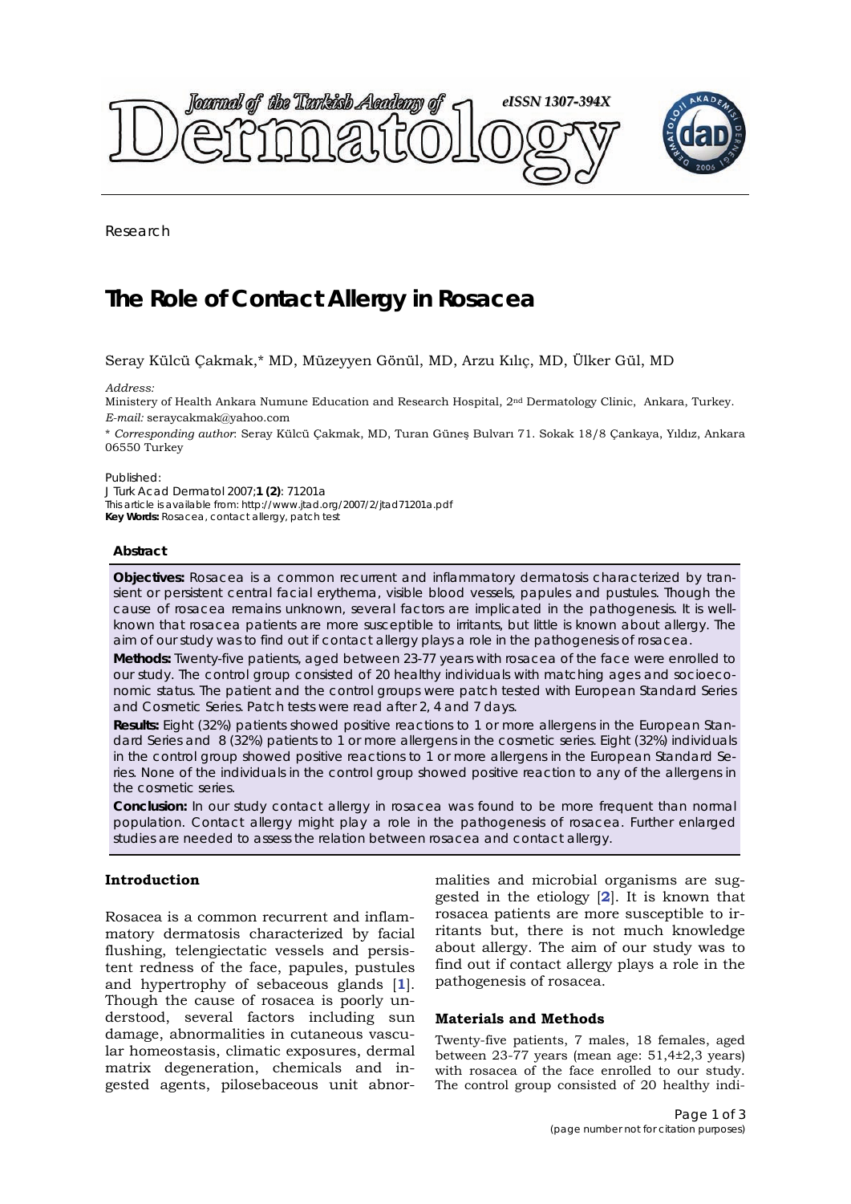Research

# The Role of Contact Allergy in Rosacea

Seray Külcü Çakmak,* MD, Müzeyyen Gönül, MD, Arzu Kılıç, MD, Ülker Gül, MD

*Address:*
Ministry of Health Ankara Numune Education and Research Hospital, 2nd Dermatology Clinic, Ankara, Turkey.
*E-mail:* seraycakmak@yahoo.com

\* *Corresponding author*: Seray Külcü Çakmak, MD, Turan Güneş Bulvarı 71. Sokak 18/8 Çankaya, Yıldız, Ankara 06550 Turkey

Published:
J Turk Acad Dermatol 2007;**1 (2)**: 71201a
This article is available from: http://www.jtad.org/2007/2/jtad71201a.pdf
**Key Words:** Rosacea, contact allergy, patch test

**Abstract**

**Objectives:** Rosacea is a common recurrent and inflammatory dermatosis characterized by transient or persistent central facial erythema, visible blood vessels, papules and pustules. Though the cause of rosacea remains unknown, several factors are implicated in the pathogenesis. It is well-known that rosacea patients are more susceptible to irritants, but little is known about allergy. The aim of our study was to find out if contact allergy plays a role in the pathogenesis of rosacea.

**Methods:** Twenty-five patients, aged between 23-77 years with rosacea of the face were enrolled to our study. The control group consisted of 20 healthy individuals with matching ages and socioeconomic status. The patient and the control groups were patch tested with European Standard Series and Cosmetic Series. Patch tests were read after 2, 4 and 7 days.

**Results:** Eight (32%) patients showed positive reactions to 1 or more allergens in the European Standard Series and 8 (32%) patients to 1 or more allergens in the cosmetic series. Eight (32%) individuals in the control group showed positive reactions to 1 or more allergens in the European Standard Series. None of the individuals in the control group showed positive reaction to any of the allergens in the cosmetic series.

**Conclusion:** In our study contact allergy in rosacea was found to be more frequent than normal population. Contact allergy might play a role in the pathogenesis of rosacea. Further enlarged studies are needed to assess the relation between rosacea and contact allergy.

## Introduction

Rosacea is a common recurrent and inflammatory dermatosis characterized by facial flushing, telengiectatic vessels and persistent redness of the face, papules, pustules and hypertrophy of sebaceous glands [1]. Though the cause of rosacea is poorly understood, several factors including sun damage, abnormalities in cutaneous vascular homeostasis, climatic exposures, dermal matrix degeneration, chemicals and ingested agents, pilosebaceous unit abnormalities and microbial organisms are suggested in the etiology [2]. It is known that rosacea patients are more susceptible to irritants but, there is not much knowledge about allergy. The aim of our study was to find out if contact allergy plays a role in the pathogenesis of rosacea.

## Materials and Methods

Twenty-five patients, 7 males, 18 females, aged between 23-77 years (mean age: 51,4±2,3 years) with rosacea of the face enrolled to our study. The control group consisted of 20 healthy indi-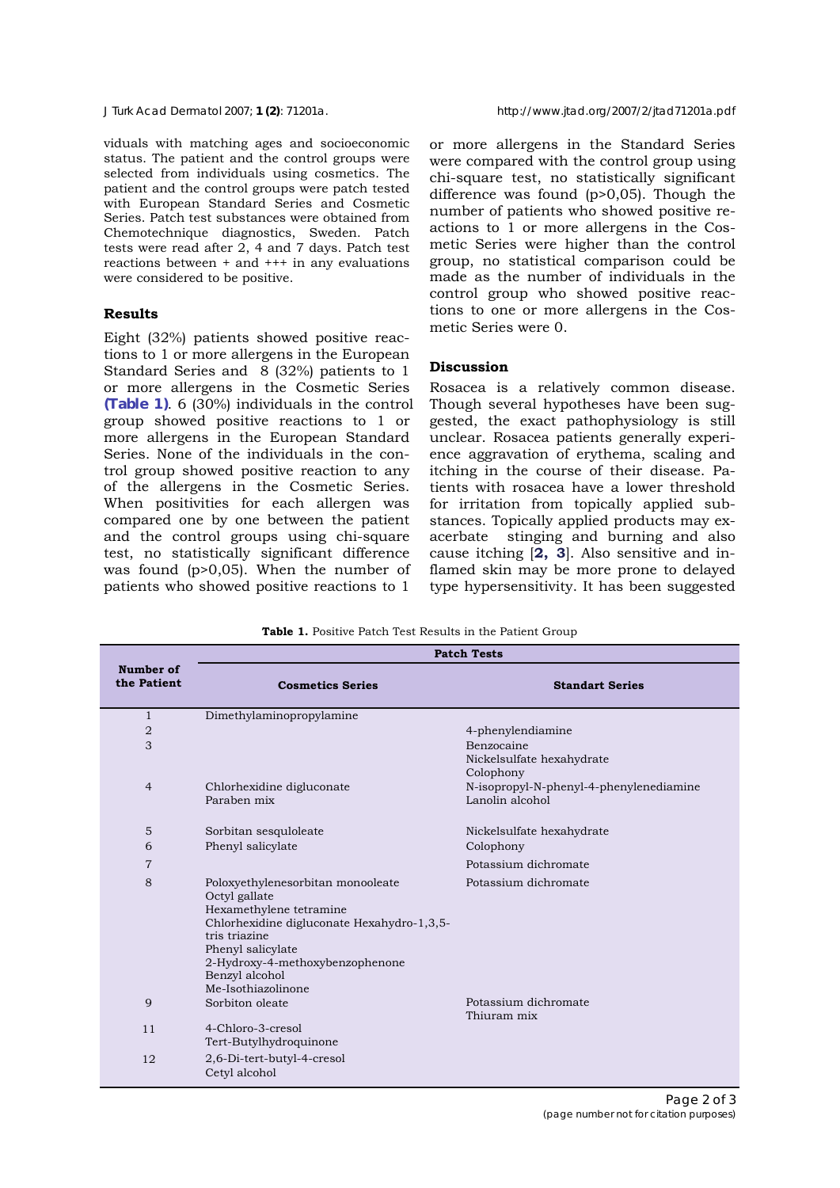viduals with matching ages and socioeconomic status. The patient and the control groups were selected from individuals using cosmetics. The patient and the control groups were patch tested with European Standard Series and Cosmetic Series. Patch test substances were obtained from Chemotechnique diagnostics, Sweden. Patch tests were read after 2, 4 and 7 days. Patch test reactions between + and +++ in any evaluations were considered to be positive.

### Results

Eight (32%) patients showed positive reactions to 1 or more allergens in the European Standard Series and 8 (32%) patients to 1 or more allergens in the Cosmetic Series **(Table 1)**. 6 (30%) individuals in the control group showed positive reactions to 1 or more allergens in the European Standard Series. None of the individuals in the control group showed positive reaction to any of the allergens in the Cosmetic Series. When positivities for each allergen was compared one by one between the patient and the control groups using chi-square test, no statistically significant difference was found (p>0,05). When the number of patients who showed positive reactions to 1 or more allergens in the Standard Series were compared with the control group using chi-square test, no statistically significant difference was found (p>0,05). Though the number of patients who showed positive reactions to 1 or more allergens in the Cosmetic Series were higher than the control group, no statistical comparison could be made as the number of individuals in the control group who showed positive reactions to one or more allergens in the Cosmetic Series were 0.

### Discussion

Rosacea is a relatively common disease. Though several hypotheses have been suggested, the exact pathophysiology is still unclear. Rosacea patients generally experience aggravation of erythema, scaling and itching in the course of their disease. Patients with rosacea have a lower threshold for irritation from topically applied substances. Topically applied products may exacerbate stinging and burning and also cause itching [**2, 3**]. Also sensitive and inflamed skin may be more prone to delayed type hypersensitivity. It has been suggested

**Table 1.** Positive Patch Test Results in the Patient Group

| Number of the Patient | Patch Tests | |
|---|---|---|
| | **Cosmetics Series** | **Standart Series** |
| 1 | Dimethylaminopropylamine | |
| 2 | | 4-phenylendiamine |
| 3 | | Benzocaine<br>Nickelsulfate hexahydrate<br>Colophony |
| 4 | Chlorhexidine digluconate<br>Paraben mix | N-isopropyl-N-phenyl-4-phenylenediamine<br>Lanolin alcohol |
| 5 | Sorbitan sesquloleate | Nickelsulfate hexahydrate |
| 6 | Phenyl salicylate | Colophony |
| 7 | | Potassium dichromate |
| 8 | Poloxyethylenesorbitan monooleate<br>Octyl gallate<br>Hexamethylene tetramine<br>Chlorhexidine digluconate Hexahydro-1,3,5-tris triazine<br>Phenyl salicylate<br>2-Hydroxy-4-methoxybenzophenone<br>Benzyl alcohol<br>Me-Isothiazolinone | Potassium dichromate |
| 9 | Sorbiton oleate | Potassium dichromate<br>Thiuram mix |
| 11 | 4-Chloro-3-cresol<br>Tert-Butylhydroquinone | |
| 12 | 2,6-Di-tert-butyl-4-cresol<br>Cetyl alcohol | |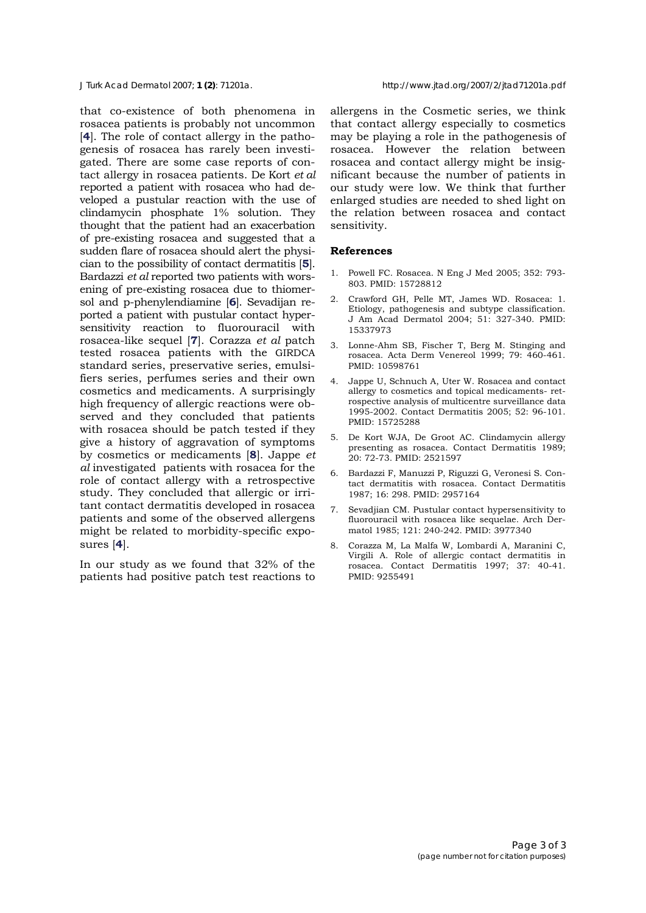that co-existence of both phenomena in rosacea patients is probably not uncommon [4]. The role of contact allergy in the pathogenesis of rosacea has rarely been investigated. There are some case reports of contact allergy in rosacea patients. De Kort *et al* reported a patient with rosacea who had developed a pustular reaction with the use of clindamycin phosphate 1% solution. They thought that the patient had an exacerbation of pre-existing rosacea and suggested that a sudden flare of rosacea should alert the physician to the possibility of contact dermatitis [5]. Bardazzi *et al* reported two patients with worsening of pre-existing rosacea due to thiomersol and p-phenylendiamine [6]. Sevadijan reported a patient with pustular contact hypersensitivity reaction to fluorouracil with rosacea-like sequel [7]. Corazza *et al* patch tested rosacea patients with the GIRDCA standard series, preservative series, emulsifiers series, perfumes series and their own cosmetics and medicaments. A surprisingly high frequency of allergic reactions were observed and they concluded that patients with rosacea should be patch tested if they give a history of aggravation of symptoms by cosmetics or medicaments [8]. Jappe *et al* investigated patients with rosacea for the role of contact allergy with a retrospective study. They concluded that allergic or irritant contact dermatitis developed in rosacea patients and some of the observed allergens might be related to morbidity-specific exposures [4].

In our study as we found that 32% of the patients had positive patch test reactions to allergens in the Cosmetic series, we think that contact allergy especially to cosmetics may be playing a role in the pathogenesis of rosacea. However the relation between rosacea and contact allergy might be insignificant because the number of patients in our study were low. We think that further enlarged studies are needed to shed light on the relation between rosacea and contact sensitivity.

## References

1. Powell FC. Rosacea. N Eng J Med 2005; 352: 793-803. PMID: 15728812
2. Crawford GH, Pelle MT, James WD. Rosacea: 1. Etiology, pathogenesis and subtype classification. J Am Acad Dermatol 2004; 51: 327-340. PMID: 15337973
3. Lonne-Ahm SB, Fischer T, Berg M. Stinging and rosacea. Acta Derm Venereol 1999; 79: 460-461. PMID: 10598761
4. Jappe U, Schnuch A, Uter W. Rosacea and contact allergy to cosmetics and topical medicaments- retrospective analysis of multicentre surveillance data 1995-2002. Contact Dermatitis 2005; 52: 96-101. PMID: 15725288
5. De Kort WJA, De Groot AC. Clindamycin allergy presenting as rosacea. Contact Dermatitis 1989; 20: 72-73. PMID: 2521597
6. Bardazzi F, Manuzzi P, Riguzzi G, Veronesi S. Contact dermatitis with rosacea. Contact Dermatitis 1987; 16: 298. PMID: 2957164
7. Sevadjian CM. Pustular contact hypersensitivity to fluorouracil with rosacea like sequelae. Arch Dermatol 1985; 121: 240-242. PMID: 3977340
8. Corazza M, La Malfa W, Lombardi A, Maranini C, Virgili A. Role of allergic contact dermatitis in rosacea. Contact Dermatitis 1997; 37: 40-41. PMID: 9255491